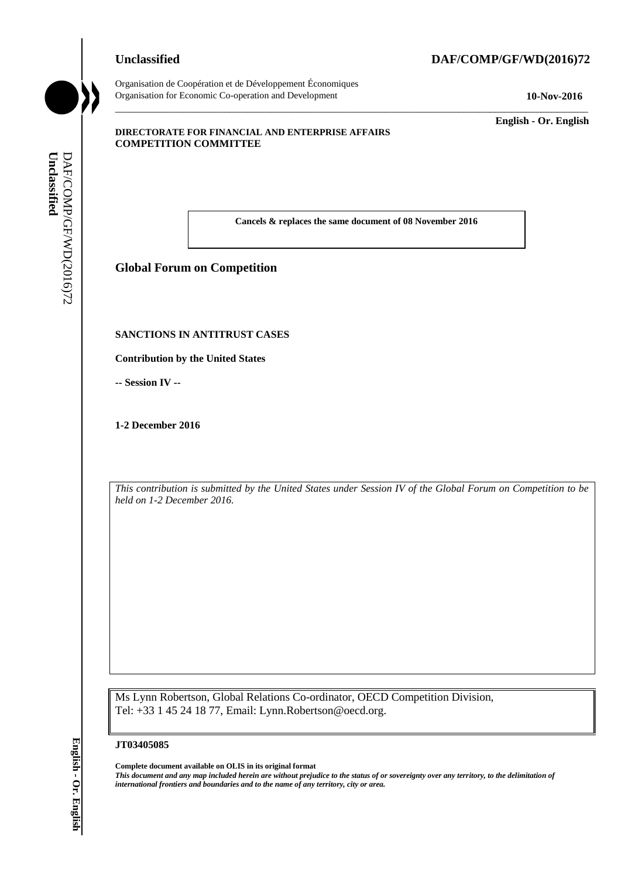**Unclassified** **DAF/COMP/GF/WD(2016)72**

Organisation de Coopération et de Développement Économiques
Organisation for Economic Co-operation and Development **10-Nov-2016**

**English - Or. English**

**DIRECTORATE FOR FINANCIAL AND ENTERPRISE AFFAIRS**
**COMPETITION COMMITTEE**

**Cancels & replaces the same document of 08 November 2016**

## Global Forum on Competition

**SANCTIONS IN ANTITRUST CASES**

**Contribution by the United States**

**-- Session IV --**

**1-2 December 2016**

*This contribution is submitted by the United States under Session IV of the Global Forum on Competition to be held on 1-2 December 2016.*

Ms Lynn Robertson, Global Relations Co-ordinator, OECD Competition Division,
Tel: +33 1 45 24 18 77, Email: Lynn.Robertson@oecd.org.

**JT03405085**

**Complete document available on OLIS in its original format**
***This document and any map included herein are without prejudice to the status of or sovereignty over any territory, to the delimitation of international frontiers and boundaries and to the name of any territory, city or area.***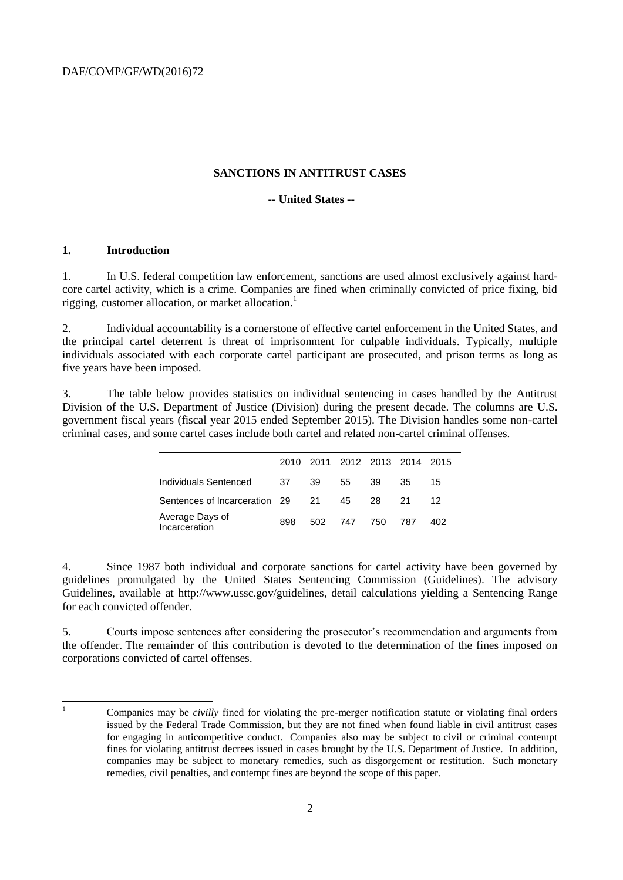## SANCTIONS IN ANTITRUST CASES

### -- United States --

### 1. Introduction

1. In U.S. federal competition law enforcement, sanctions are used almost exclusively against hard-core cartel activity, which is a crime. Companies are fined when criminally convicted of price fixing, bid rigging, customer allocation, or market allocation.[1]

2. Individual accountability is a cornerstone of effective cartel enforcement in the United States, and the principal cartel deterrent is threat of imprisonment for culpable individuals. Typically, multiple individuals associated with each corporate cartel participant are prosecuted, and prison terms as long as five years have been imposed.

3. The table below provides statistics on individual sentencing in cases handled by the Antitrust Division of the U.S. Department of Justice (Division) during the present decade. The columns are U.S. government fiscal years (fiscal year 2015 ended September 2015). The Division handles some non-cartel criminal cases, and some cartel cases include both cartel and related non-cartel criminal offenses.

| | 2010 | 2011 | 2012 | 2013 | 2014 | 2015 |
|---|---|---|---|---|---|---|
| Individuals Sentenced | 37 | 39 | 55 | 39 | 35 | 15 |
| Sentences of Incarceration | 29 | 21 | 45 | 28 | 21 | 12 |
| Average Days of Incarceration | 898 | 502 | 747 | 750 | 787 | 402 |

4. Since 1987 both individual and corporate sanctions for cartel activity have been governed by guidelines promulgated by the United States Sentencing Commission (Guidelines). The advisory Guidelines, available at http://www.ussc.gov/guidelines, detail calculations yielding a Sentencing Range for each convicted offender.

5. Courts impose sentences after considering the prosecutor's recommendation and arguments from the offender. The remainder of this contribution is devoted to the determination of the fines imposed on corporations convicted of cartel offenses.

[1] Companies may be *civilly* fined for violating the pre-merger notification statute or violating final orders issued by the Federal Trade Commission, but they are not fined when found liable in civil antitrust cases for engaging in anticompetitive conduct. Companies also may be subject to civil or criminal contempt fines for violating antitrust decrees issued in cases brought by the U.S. Department of Justice. In addition, companies may be subject to monetary remedies, such as disgorgement or restitution. Such monetary remedies, civil penalties, and contempt fines are beyond the scope of this paper.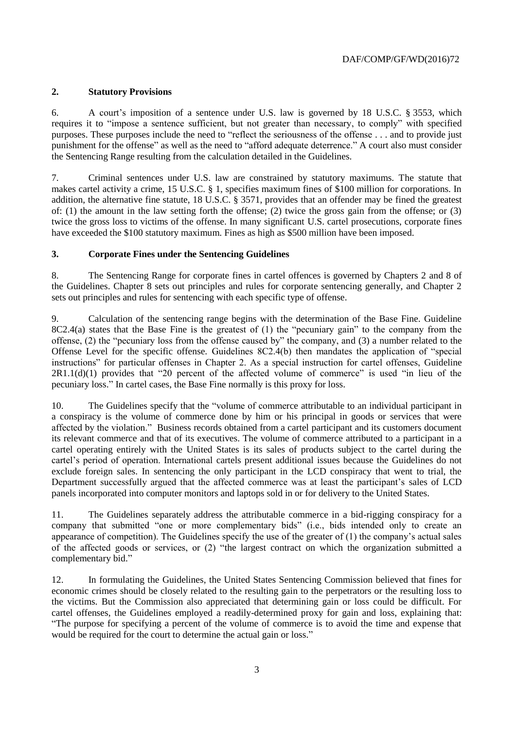## 2. Statutory Provisions

6. A court's imposition of a sentence under U.S. law is governed by 18 U.S.C. § 3553, which requires it to "impose a sentence sufficient, but not greater than necessary, to comply" with specified purposes. These purposes include the need to "reflect the seriousness of the offense . . . and to provide just punishment for the offense" as well as the need to "afford adequate deterrence." A court also must consider the Sentencing Range resulting from the calculation detailed in the Guidelines.

7. Criminal sentences under U.S. law are constrained by statutory maximums. The statute that makes cartel activity a crime, 15 U.S.C. § 1, specifies maximum fines of $100 million for corporations. In addition, the alternative fine statute, 18 U.S.C. § 3571, provides that an offender may be fined the greatest of: (1) the amount in the law setting forth the offense; (2) twice the gross gain from the offense; or (3) twice the gross loss to victims of the offense. In many significant U.S. cartel prosecutions, corporate fines have exceeded the $100 statutory maximum. Fines as high as $500 million have been imposed.

## 3. Corporate Fines under the Sentencing Guidelines

8. The Sentencing Range for corporate fines in cartel offences is governed by Chapters 2 and 8 of the Guidelines. Chapter 8 sets out principles and rules for corporate sentencing generally, and Chapter 2 sets out principles and rules for sentencing with each specific type of offense.

9. Calculation of the sentencing range begins with the determination of the Base Fine. Guideline 8C2.4(a) states that the Base Fine is the greatest of (1) the "pecuniary gain" to the company from the offense, (2) the "pecuniary loss from the offense caused by" the company, and (3) a number related to the Offense Level for the specific offense. Guidelines 8C2.4(b) then mandates the application of "special instructions" for particular offenses in Chapter 2. As a special instruction for cartel offenses, Guideline 2R1.1(d)(1) provides that "20 percent of the affected volume of commerce" is used "in lieu of the pecuniary loss." In cartel cases, the Base Fine normally is this proxy for loss.

10. The Guidelines specify that the "volume of commerce attributable to an individual participant in a conspiracy is the volume of commerce done by him or his principal in goods or services that were affected by the violation." Business records obtained from a cartel participant and its customers document its relevant commerce and that of its executives. The volume of commerce attributed to a participant in a cartel operating entirely with the United States is its sales of products subject to the cartel during the cartel's period of operation. International cartels present additional issues because the Guidelines do not exclude foreign sales. In sentencing the only participant in the LCD conspiracy that went to trial, the Department successfully argued that the affected commerce was at least the participant's sales of LCD panels incorporated into computer monitors and laptops sold in or for delivery to the United States.

11. The Guidelines separately address the attributable commerce in a bid-rigging conspiracy for a company that submitted "one or more complementary bids" (i.e., bids intended only to create an appearance of competition). The Guidelines specify the use of the greater of (1) the company's actual sales of the affected goods or services, or (2) "the largest contract on which the organization submitted a complementary bid."

12. In formulating the Guidelines, the United States Sentencing Commission believed that fines for economic crimes should be closely related to the resulting gain to the perpetrators or the resulting loss to the victims. But the Commission also appreciated that determining gain or loss could be difficult. For cartel offenses, the Guidelines employed a readily-determined proxy for gain and loss, explaining that: "The purpose for specifying a percent of the volume of commerce is to avoid the time and expense that would be required for the court to determine the actual gain or loss."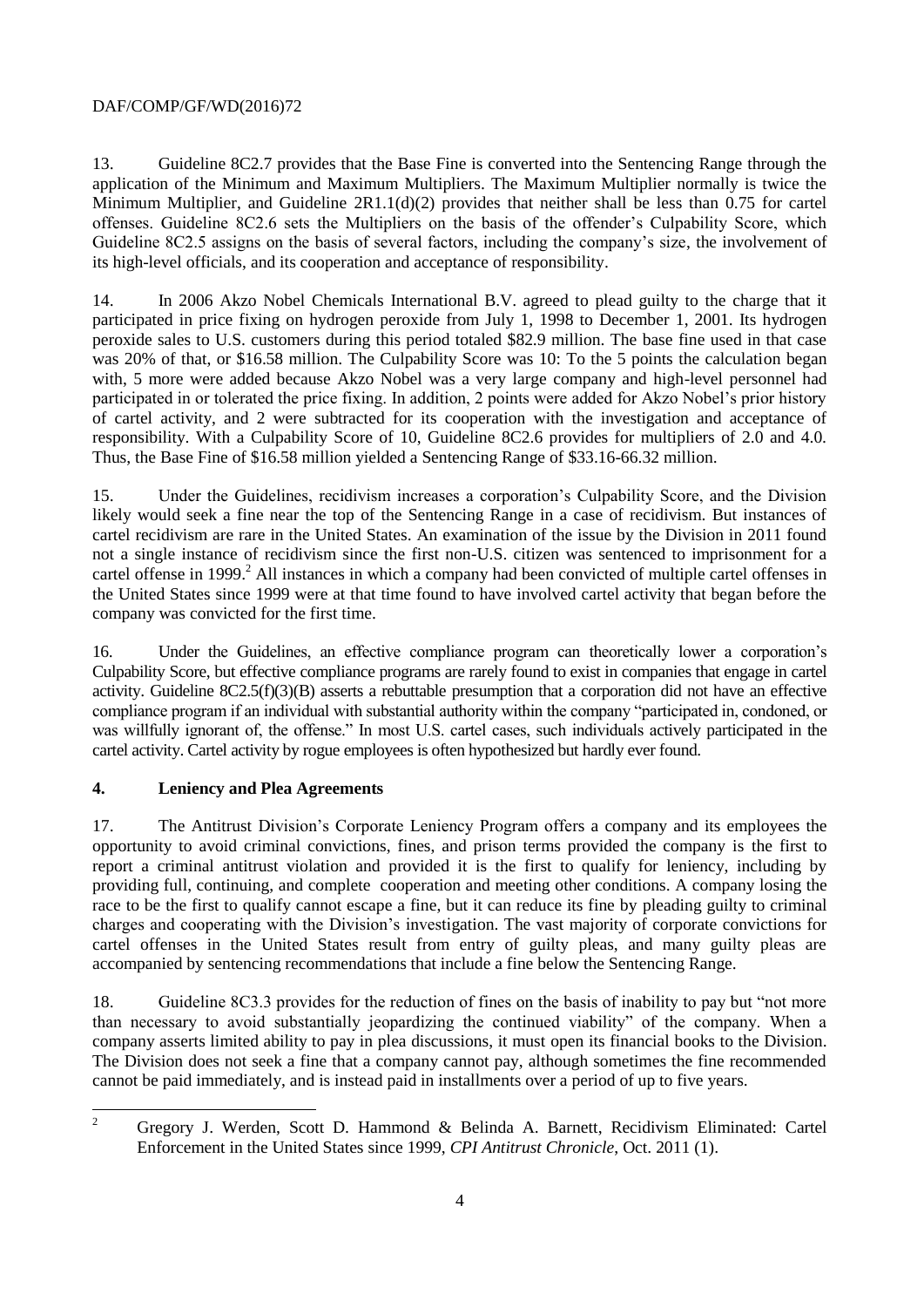13. Guideline 8C2.7 provides that the Base Fine is converted into the Sentencing Range through the application of the Minimum and Maximum Multipliers. The Maximum Multiplier normally is twice the Minimum Multiplier, and Guideline 2R1.1(d)(2) provides that neither shall be less than 0.75 for cartel offenses. Guideline 8C2.6 sets the Multipliers on the basis of the offender's Culpability Score, which Guideline 8C2.5 assigns on the basis of several factors, including the company's size, the involvement of its high-level officials, and its cooperation and acceptance of responsibility.

14. In 2006 Akzo Nobel Chemicals International B.V. agreed to plead guilty to the charge that it participated in price fixing on hydrogen peroxide from July 1, 1998 to December 1, 2001. Its hydrogen peroxide sales to U.S. customers during this period totaled \$82.9 million. The base fine used in that case was 20% of that, or \$16.58 million. The Culpability Score was 10: To the 5 points the calculation began with, 5 more were added because Akzo Nobel was a very large company and high-level personnel had participated in or tolerated the price fixing. In addition, 2 points were added for Akzo Nobel's prior history of cartel activity, and 2 were subtracted for its cooperation with the investigation and acceptance of responsibility. With a Culpability Score of 10, Guideline 8C2.6 provides for multipliers of 2.0 and 4.0. Thus, the Base Fine of \$16.58 million yielded a Sentencing Range of \$33.16-66.32 million.

15. Under the Guidelines, recidivism increases a corporation's Culpability Score, and the Division likely would seek a fine near the top of the Sentencing Range in a case of recidivism. But instances of cartel recidivism are rare in the United States. An examination of the issue by the Division in 2011 found not a single instance of recidivism since the first non-U.S. citizen was sentenced to imprisonment for a cartel offense in 1999.[2] All instances in which a company had been convicted of multiple cartel offenses in the United States since 1999 were at that time found to have involved cartel activity that began before the company was convicted for the first time.

16. Under the Guidelines, an effective compliance program can theoretically lower a corporation's Culpability Score, but effective compliance programs are rarely found to exist in companies that engage in cartel activity. Guideline 8C2.5(f)(3)(B) asserts a rebuttable presumption that a corporation did not have an effective compliance program if an individual with substantial authority within the company "participated in, condoned, or was willfully ignorant of, the offense." In most U.S. cartel cases, such individuals actively participated in the cartel activity. Cartel activity by rogue employees is often hypothesized but hardly ever found.

## 4. Leniency and Plea Agreements

17. The Antitrust Division's Corporate Leniency Program offers a company and its employees the opportunity to avoid criminal convictions, fines, and prison terms provided the company is the first to report a criminal antitrust violation and provided it is the first to qualify for leniency, including by providing full, continuing, and complete cooperation and meeting other conditions. A company losing the race to be the first to qualify cannot escape a fine, but it can reduce its fine by pleading guilty to criminal charges and cooperating with the Division's investigation. The vast majority of corporate convictions for cartel offenses in the United States result from entry of guilty pleas, and many guilty pleas are accompanied by sentencing recommendations that include a fine below the Sentencing Range.

18. Guideline 8C3.3 provides for the reduction of fines on the basis of inability to pay but "not more than necessary to avoid substantially jeopardizing the continued viability" of the company. When a company asserts limited ability to pay in plea discussions, it must open its financial books to the Division. The Division does not seek a fine that a company cannot pay, although sometimes the fine recommended cannot be paid immediately, and is instead paid in installments over a period of up to five years.

---

[2] Gregory J. Werden, Scott D. Hammond & Belinda A. Barnett, Recidivism Eliminated: Cartel Enforcement in the United States since 1999, *CPI Antitrust Chronicle*, Oct. 2011 (1).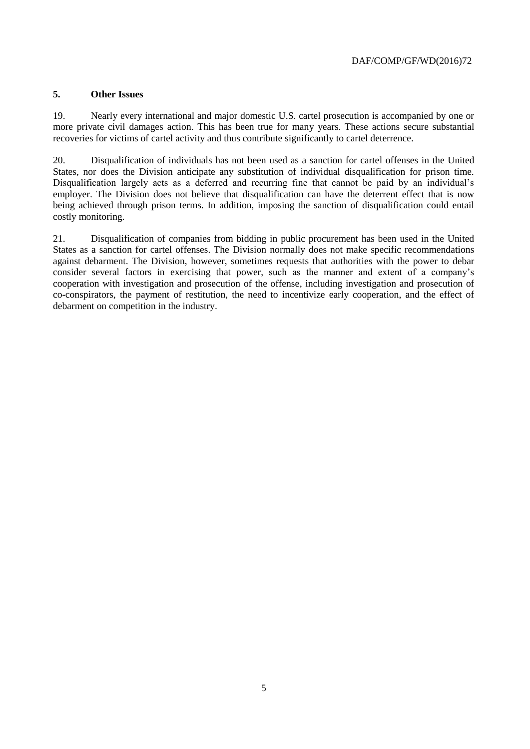## 5. Other Issues

19. Nearly every international and major domestic U.S. cartel prosecution is accompanied by one or more private civil damages action. This has been true for many years. These actions secure substantial recoveries for victims of cartel activity and thus contribute significantly to cartel deterrence.

20. Disqualification of individuals has not been used as a sanction for cartel offenses in the United States, nor does the Division anticipate any substitution of individual disqualification for prison time. Disqualification largely acts as a deferred and recurring fine that cannot be paid by an individual's employer. The Division does not believe that disqualification can have the deterrent effect that is now being achieved through prison terms. In addition, imposing the sanction of disqualification could entail costly monitoring.

21. Disqualification of companies from bidding in public procurement has been used in the United States as a sanction for cartel offenses. The Division normally does not make specific recommendations against debarment. The Division, however, sometimes requests that authorities with the power to debar consider several factors in exercising that power, such as the manner and extent of a company's cooperation with investigation and prosecution of the offense, including investigation and prosecution of co-conspirators, the payment of restitution, the need to incentivize early cooperation, and the effect of debarment on competition in the industry.